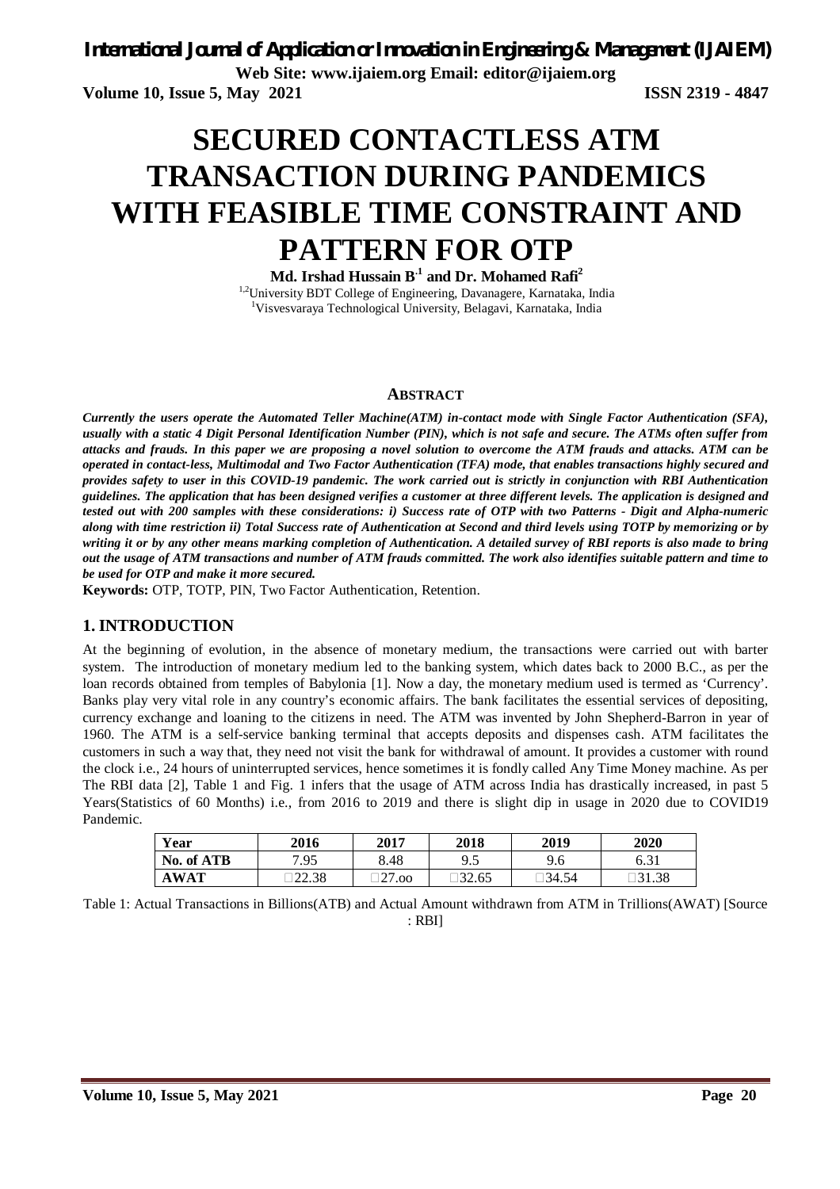# SECURED CONTACTLESS ATM TRANSACTION DURING PANDEMICS WITH FEASIBLE TIME CONSTRAINT AND PATTERN FOR OTP

**Md. Irshad Hussain B.[1] and Dr. Mohamed Rafi[2]**

[1,2]University BDT College of Engineering, Davanagere, Karnataka, India
[1]Visvesvaraya Technological University, Belagavi, Karnataka, India

## ABSTRACT

***Currently the users operate the Automated Teller Machine(ATM) in-contact mode with Single Factor Authentication (SFA), usually with a static 4 Digit Personal Identification Number (PIN), which is not safe and secure. The ATMs often suffer from attacks and frauds. In this paper we are proposing a novel solution to overcome the ATM frauds and attacks. ATM can be operated in contact-less, Multimodal and Two Factor Authentication (TFA) mode, that enables transactions highly secured and provides safety to user in this COVID-19 pandemic. The work carried out is strictly in conjunction with RBI Authentication guidelines. The application that has been designed verifies a customer at three different levels. The application is designed and tested out with 200 samples with these considerations: i) Success rate of OTP with two Patterns - Digit and Alpha-numeric along with time restriction ii) Total Success rate of Authentication at Second and third levels using TOTP by memorizing or by writing it or by any other means marking completion of Authentication. A detailed survey of RBI reports is also made to bring out the usage of ATM transactions and number of ATM frauds committed. The work also identifies suitable pattern and time to be used for OTP and make it more secured.***

**Keywords:** OTP, TOTP, PIN, Two Factor Authentication, Retention.

## 1. INTRODUCTION

At the beginning of evolution, in the absence of monetary medium, the transactions were carried out with barter system. The introduction of monetary medium led to the banking system, which dates back to 2000 B.C., as per the loan records obtained from temples of Babylonia [1]. Now a day, the monetary medium used is termed as 'Currency'. Banks play very vital role in any country's economic affairs. The bank facilitates the essential services of depositing, currency exchange and loaning to the citizens in need. The ATM was invented by John Shepherd-Barron in year of 1960. The ATM is a self-service banking terminal that accepts deposits and dispenses cash. ATM facilitates the customers in such a way that, they need not visit the bank for withdrawal of amount. It provides a customer with round the clock i.e., 24 hours of uninterrupted services, hence sometimes it is fondly called Any Time Money machine. As per The RBI data [2], Table 1 and Fig. 1 infers that the usage of ATM across India has drastically increased, in past 5 Years(Statistics of 60 Months) i.e., from 2016 to 2019 and there is slight dip in usage in 2020 due to COVID19 Pandemic.

| Year | 2016 | 2017 | 2018 | 2019 | 2020 |
|---|---|---|---|---|---|
| No. of ATB | 7.95 | 8.48 | 9.5 | 9.6 | 6.31 |
| AWAT | 22.38 | 27.oo | 32.65 | 34.54 | 31.38 |

Table 1: Actual Transactions in Billions(ATB) and Actual Amount withdrawn from ATM in Trillions(AWAT) [Source : RBI]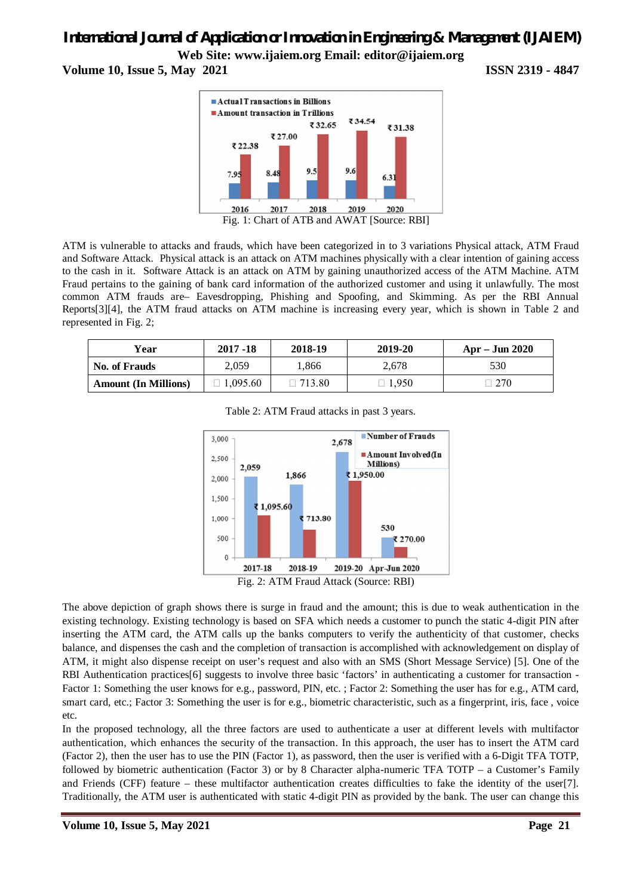Fig. 1: Chart of ATB and AWAT [Source: RBI]

ATM is vulnerable to attacks and frauds, which have been categorized in to 3 variations Physical attack, ATM Fraud and Software Attack. Physical attack is an attack on ATM machines physically with a clear intention of gaining access to the cash in it. Software Attack is an attack on ATM by gaining unauthorized access of the ATM Machine. ATM Fraud pertains to the gaining of bank card information of the authorized customer and using it unlawfully. The most common ATM frauds are– Eavesdropping, Phishing and Spoofing, and Skimming. As per the RBI Annual Reports[3][4], the ATM fraud attacks on ATM machine is increasing every year, which is shown in Table 2 and represented in Fig. 2;

| Year | 2017 -18 | 2018-19 | 2019-20 | Apr – Jun 2020 |
|---|---|---|---|---|
| No. of Frauds | 2,059 | 1,866 | 2,678 | 530 |
| Amount (In Millions) | ₹ 1,095.60 | ₹ 713.80 | ₹ 1,950 | ₹ 270 |

Table 2: ATM Fraud attacks in past 3 years.

Fig. 2: ATM Fraud Attack (Source: RBI)

The above depiction of graph shows there is surge in fraud and the amount; this is due to weak authentication in the existing technology. Existing technology is based on SFA which needs a customer to punch the static 4-digit PIN after inserting the ATM card, the ATM calls up the banks computers to verify the authenticity of that customer, checks balance, and dispenses the cash and the completion of transaction is accomplished with acknowledgement on display of ATM, it might also dispense receipt on user's request and also with an SMS (Short Message Service) [5]. One of the RBI Authentication practices[6] suggests to involve three basic 'factors' in authenticating a customer for transaction - Factor 1: Something the user knows for e.g., password, PIN, etc. ; Factor 2: Something the user has for e.g., ATM card, smart card, etc.; Factor 3: Something the user is for e.g., biometric characteristic, such as a fingerprint, iris, face , voice etc.

In the proposed technology, all the three factors are used to authenticate a user at different levels with multifactor authentication, which enhances the security of the transaction. In this approach, the user has to insert the ATM card (Factor 2), then the user has to use the PIN (Factor 1), as password, then the user is verified with a 6-Digit TFA TOTP, followed by biometric authentication (Factor 3) or by 8 Character alpha-numeric TFA TOTP – a Customer's Family and Friends (CFF) feature – these multifactor authentication creates difficulties to fake the identity of the user[7]. Traditionally, the ATM user is authenticated with static 4-digit PIN as provided by the bank. The user can change this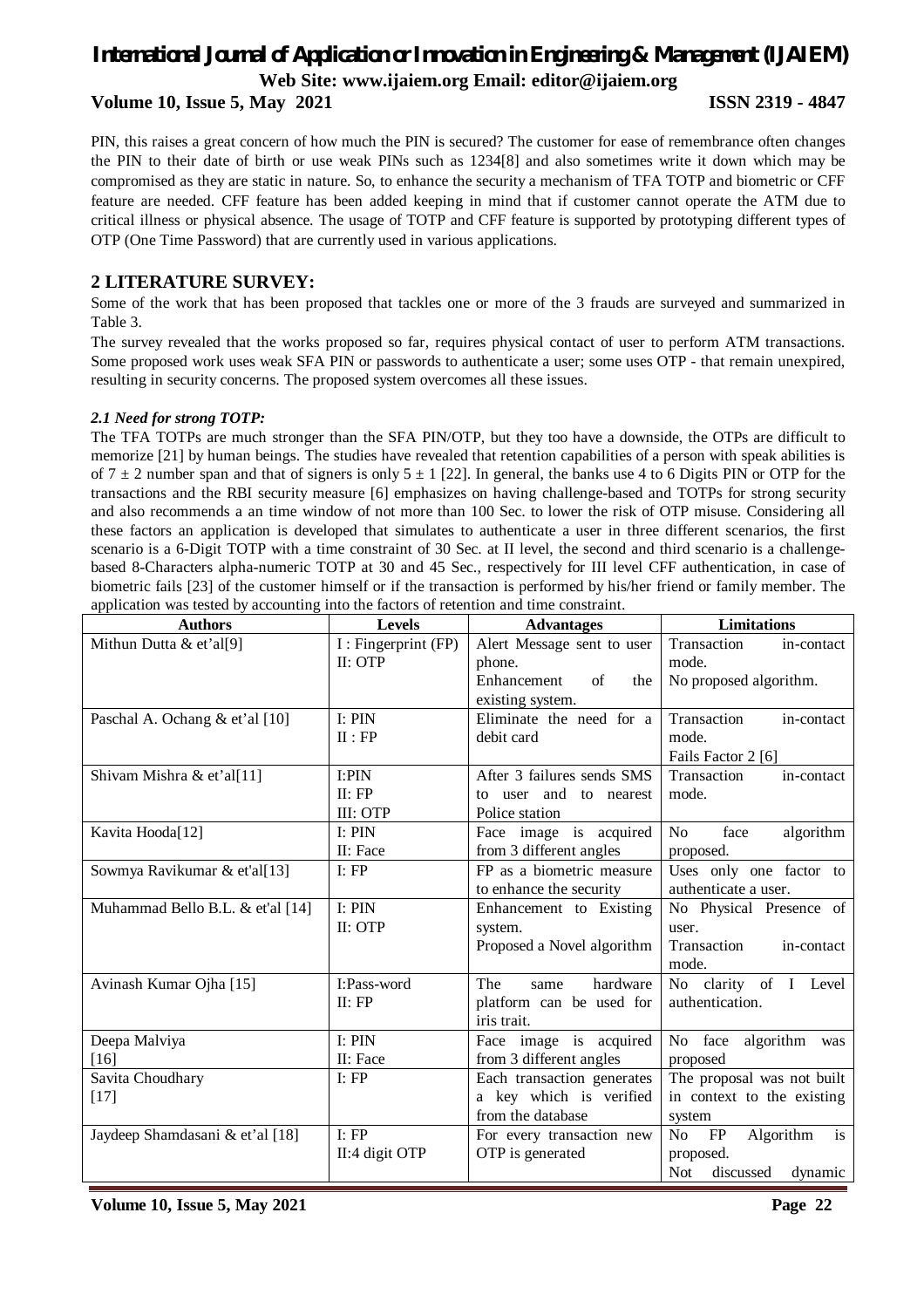PIN, this raises a great concern of how much the PIN is secured? The customer for ease of remembrance often changes the PIN to their date of birth or use weak PINs such as 1234[8] and also sometimes write it down which may be compromised as they are static in nature. So, to enhance the security a mechanism of TFA TOTP and biometric or CFF feature are needed. CFF feature has been added keeping in mind that if customer cannot operate the ATM due to critical illness or physical absence. The usage of TOTP and CFF feature is supported by prototyping different types of OTP (One Time Password) that are currently used in various applications.

## 2 LITERATURE SURVEY:

Some of the work that has been proposed that tackles one or more of the 3 frauds are surveyed and summarized in Table 3.

The survey revealed that the works proposed so far, requires physical contact of user to perform ATM transactions. Some proposed work uses weak SFA PIN or passwords to authenticate a user; some uses OTP - that remain unexpired, resulting in security concerns. The proposed system overcomes all these issues.

### *2.1 Need for strong TOTP:*

The TFA TOTPs are much stronger than the SFA PIN/OTP, but they too have a downside, the OTPs are difficult to memorize [21] by human beings. The studies have revealed that retention capabilities of a person with speak abilities is of $7 \pm 2$ number span and that of signers is only $5 \pm 1$ [22]. In general, the banks use 4 to 6 Digits PIN or OTP for the transactions and the RBI security measure [6] emphasizes on having challenge-based and TOTPs for strong security and also recommends a an time window of not more than 100 Sec. to lower the risk of OTP misuse. Considering all these factors an application is developed that simulates to authenticate a user in three different scenarios, the first scenario is a 6-Digit TOTP with a time constraint of 30 Sec. at II level, the second and third scenario is a challenge-based 8-Characters alpha-numeric TOTP at 30 and 45 Sec., respectively for III level CFF authentication, in case of biometric fails [23] of the customer himself or if the transaction is performed by his/her friend or family member. The application was tested by accounting into the factors of retention and time constraint.

| Authors | Levels | Advantages | Limitations |
|---|---|---|---|
| Mithun Dutta & et'al[9] | I : Fingerprint (FP)<br>II: OTP | Alert Message sent to user phone.<br>Enhancement of the existing system. | Transaction in-contact mode.<br>No proposed algorithm. |
| Paschal A. Ochang & et'al [10] | I: PIN<br>II : FP | Eliminate the need for a debit card | Transaction in-contact mode.<br>Fails Factor 2 [6] |
| Shivam Mishra & et'al[11] | I:PIN<br>II: FP<br>III: OTP | After 3 failures sends SMS to user and to nearest Police station | Transaction in-contact mode. |
| Kavita Hooda[12] | I: PIN<br>II: Face | Face image is acquired from 3 different angles | No face algorithm proposed. |
| Sowmya Ravikumar & et'al[13] | I: FP | FP as a biometric measure to enhance the security | Uses only one factor to authenticate a user. |
| Muhammad Bello B.L. & et'al [14] | I: PIN<br>II: OTP | Enhancement to Existing system.<br>Proposed a Novel algorithm | No Physical Presence of user.<br>Transaction in-contact mode. |
| Avinash Kumar Ojha [15] | I:Pass-word<br>II: FP | The same hardware platform can be used for iris trait. | No clarity of I Level authentication. |
| Deepa Malviya [16] | I: PIN<br>II: Face | Face image is acquired from 3 different angles | No face algorithm was proposed |
| Savita Choudhary [17] | I: FP | Each transaction generates a key which is verified from the database | The proposal was not built in context to the existing system |
| Jaydeep Shamdasani & et'al [18] | I: FP<br>II:4 digit OTP | For every transaction new OTP is generated | No FP Algorithm is proposed.<br>Not discussed dynamic |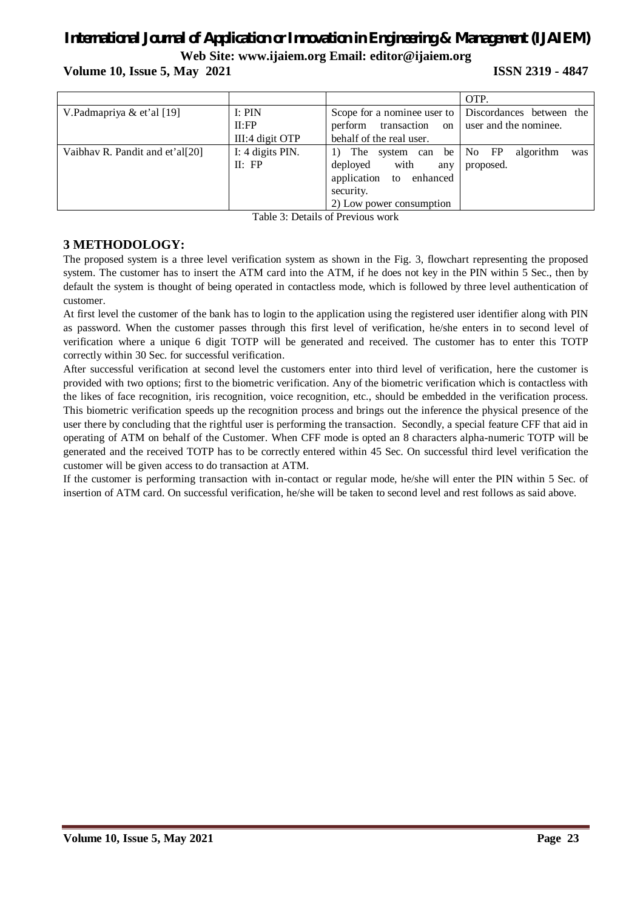| | | | OTP. |
|---|---|---|---|
| V.Padmapriya & et'al [19] | I: PIN<br>II:FP<br>III:4 digit OTP | Scope for a nominee user to perform transaction on behalf of the real user. | Discordances between the user and the nominee. |
| Vaibhav R. Pandit and et'al[20] | I: 4 digits PIN.<br>II: FP | 1) The system can be deployed with any application to enhanced security.<br>2) Low power consumption | No FP algorithm was proposed. |

Table 3: Details of Previous work

## 3 METHODOLOGY:

The proposed system is a three level verification system as shown in the Fig. 3, flowchart representing the proposed system. The customer has to insert the ATM card into the ATM, if he does not key in the PIN within 5 Sec., then by default the system is thought of being operated in contactless mode, which is followed by three level authentication of customer.

At first level the customer of the bank has to login to the application using the registered user identifier along with PIN as password. When the customer passes through this first level of verification, he/she enters in to second level of verification where a unique 6 digit TOTP will be generated and received. The customer has to enter this TOTP correctly within 30 Sec. for successful verification.

After successful verification at second level the customers enter into third level of verification, here the customer is provided with two options; first to the biometric verification. Any of the biometric verification which is contactless with the likes of face recognition, iris recognition, voice recognition, etc., should be embedded in the verification process. This biometric verification speeds up the recognition process and brings out the inference the physical presence of the user there by concluding that the rightful user is performing the transaction. Secondly, a special feature CFF that aid in operating of ATM on behalf of the Customer. When CFF mode is opted an 8 characters alpha-numeric TOTP will be generated and the received TOTP has to be correctly entered within 45 Sec. On successful third level verification the customer will be given access to do transaction at ATM.

If the customer is performing transaction with in-contact or regular mode, he/she will enter the PIN within 5 Sec. of insertion of ATM card. On successful verification, he/she will be taken to second level and rest follows as said above.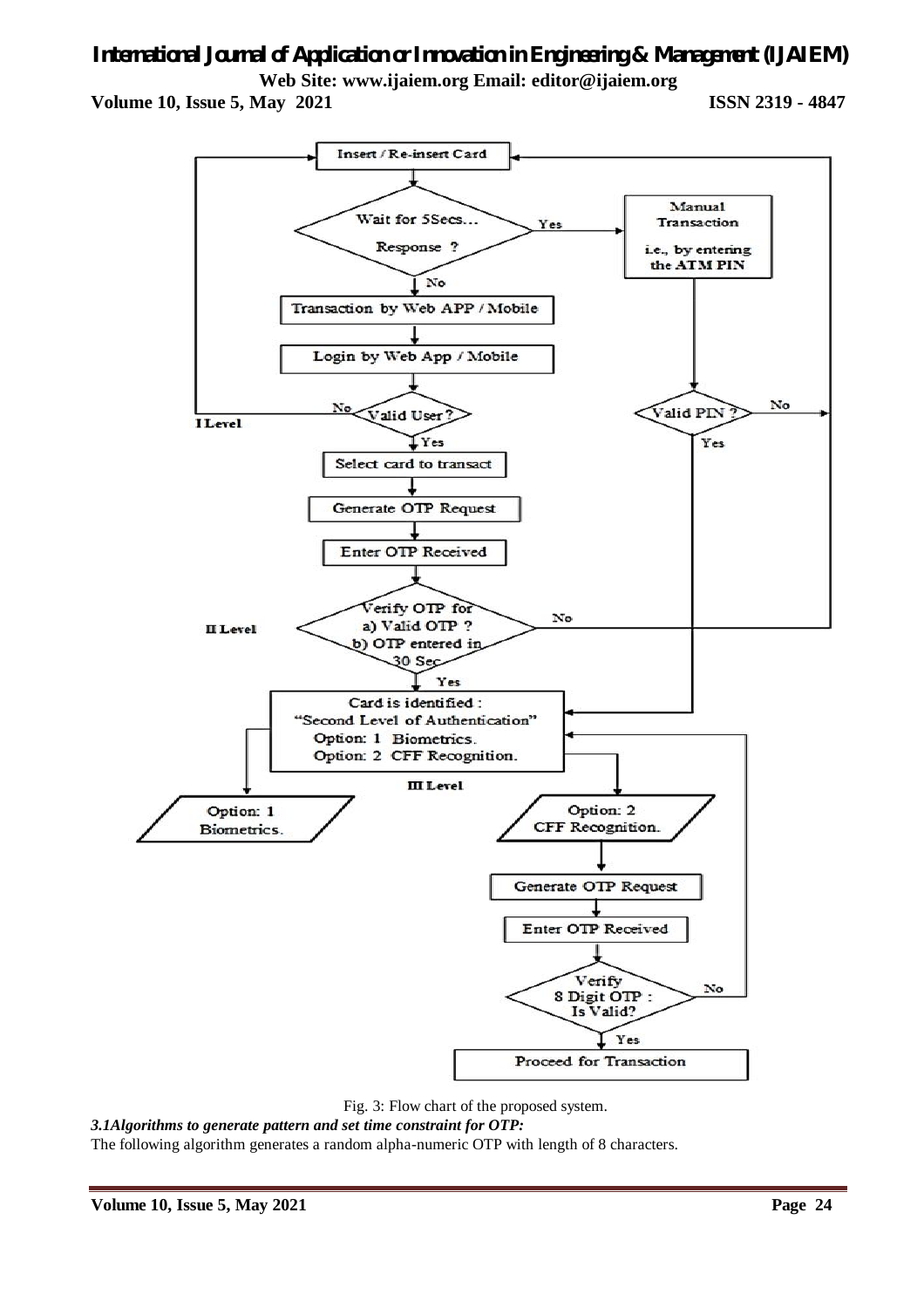Fig. 3: Flow chart of the proposed system.

***3.1Algorithms to generate pattern and set time constraint for OTP:***

The following algorithm generates a random alpha-numeric OTP with length of 8 characters.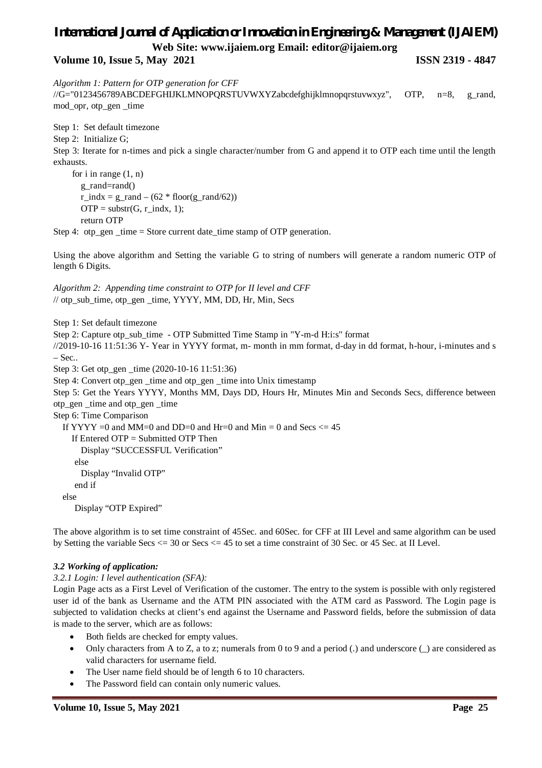*Algorithm 1: Pattern for OTP generation for CFF*

//G="0123456789ABCDEFGHIJKLMNOPQRSTUVWXYZabcdefghijklmnopqrstuvwxyz", OTP, n=8, g_rand, mod_opr, otp_gen _time

Step 1: Set default timezone

Step 2: Initialize G;

Step 3: Iterate for n-times and pick a single character/number from G and append it to OTP each time until the length exhausts.

```
for i in range (1, n)
   g_rand=rand()
   r_indx = g_rand – (62 * floor(g_rand/62))
   OTP = substr(G, r_indx, 1);
   return OTP
```

Step 4: otp_gen _time = Store current date_time stamp of OTP generation.

Using the above algorithm and Setting the variable G to string of numbers will generate a random numeric OTP of length 6 Digits.

*Algorithm 2: Appending time constraint to OTP for II level and CFF*

// otp_sub_time, otp_gen _time, YYYY, MM, DD, Hr, Min, Secs

Step 1: Set default timezone

Step 2: Capture otp_sub_time - OTP Submitted Time Stamp in "Y-m-d H:i:s" format

//2019-10-16 11:51:36 Y- Year in YYYY format, m- month in mm format, d-day in dd format, h-hour, i-minutes and s – Sec..

Step 3: Get otp_gen _time (2020-10-16 11:51:36)

Step 4: Convert otp_gen _time and otp_gen _time into Unix timestamp

Step 5: Get the Years YYYY, Months MM, Days DD, Hours Hr, Minutes Min and Seconds Secs, difference between otp_gen _time and otp_gen _time

Step 6: Time Comparison

```
If YYYY =0 and MM=0 and DD=0 and Hr=0 and Min = 0 and Secs <= 45
   If Entered OTP = Submitted OTP Then
      Display "SUCCESSFUL Verification"
   else
      Display "Invalid OTP"
   end if
else
   Display "OTP Expired"
```

The above algorithm is to set time constraint of 45Sec. and 60Sec. for CFF at III Level and same algorithm can be used by Setting the variable Secs <= 30 or Secs <= 45 to set a time constraint of 30 Sec. or 45 Sec. at II Level.

### *3.2 Working of application:*

#### *3.2.1 Login: I level authentication (SFA):*

Login Page acts as a First Level of Verification of the customer. The entry to the system is possible with only registered user id of the bank as Username and the ATM PIN associated with the ATM card as Password. The Login page is subjected to validation checks at client's end against the Username and Password fields, before the submission of data is made to the server, which are as follows:

- Both fields are checked for empty values.
- Only characters from A to Z, a to z; numerals from 0 to 9 and a period (.) and underscore (_) are considered as valid characters for username field.
- The User name field should be of length 6 to 10 characters.
- The Password field can contain only numeric values.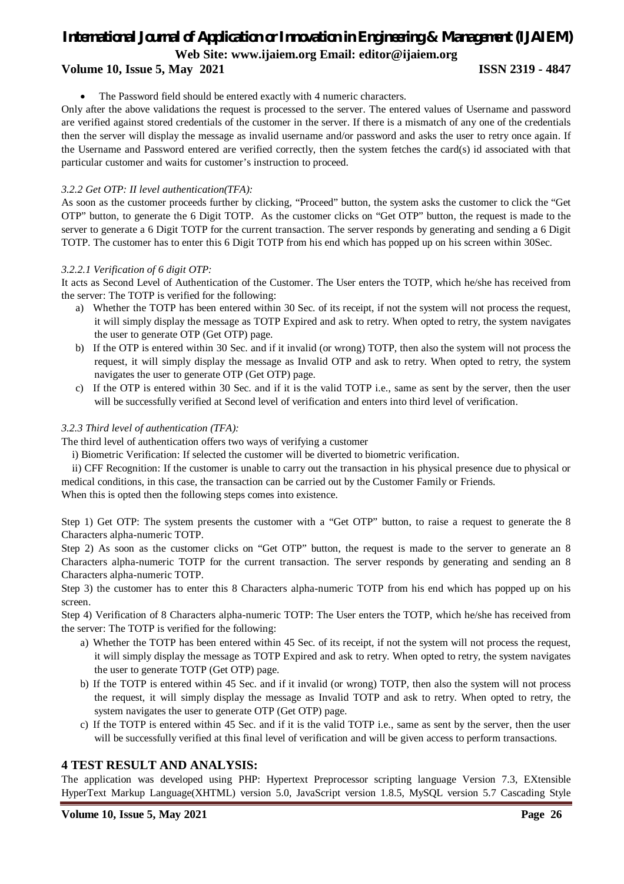- The Password field should be entered exactly with 4 numeric characters.

Only after the above validations the request is processed to the server. The entered values of Username and password are verified against stored credentials of the customer in the server. If there is a mismatch of any one of the credentials then the server will display the message as invalid username and/or password and asks the user to retry once again. If the Username and Password entered are verified correctly, then the system fetches the card(s) id associated with that particular customer and waits for customer's instruction to proceed.

*3.2.2 Get OTP: II level authentication(TFA):*

As soon as the customer proceeds further by clicking, "Proceed" button, the system asks the customer to click the "Get OTP" button, to generate the 6 Digit TOTP. As the customer clicks on "Get OTP" button, the request is made to the server to generate a 6 Digit TOTP for the current transaction. The server responds by generating and sending a 6 Digit TOTP. The customer has to enter this 6 Digit TOTP from his end which has popped up on his screen within 30Sec.

*3.2.2.1 Verification of 6 digit OTP:*

It acts as Second Level of Authentication of the Customer. The User enters the TOTP, which he/she has received from the server: The TOTP is verified for the following:

a) Whether the TOTP has been entered within 30 Sec. of its receipt, if not the system will not process the request, it will simply display the message as TOTP Expired and ask to retry. When opted to retry, the system navigates the user to generate OTP (Get OTP) page.
b) If the OTP is entered within 30 Sec. and if it invalid (or wrong) TOTP, then also the system will not process the request, it will simply display the message as Invalid OTP and ask to retry. When opted to retry, the system navigates the user to generate OTP (Get OTP) page.
c) If the OTP is entered within 30 Sec. and if it is the valid TOTP i.e., same as sent by the server, then the user will be successfully verified at Second level of verification and enters into third level of verification.

*3.2.3 Third level of authentication (TFA):*

The third level of authentication offers two ways of verifying a customer

i) Biometric Verification: If selected the customer will be diverted to biometric verification.

ii) CFF Recognition: If the customer is unable to carry out the transaction in his physical presence due to physical or medical conditions, in this case, the transaction can be carried out by the Customer Family or Friends.

When this is opted then the following steps comes into existence.

Step 1) Get OTP: The system presents the customer with a "Get OTP" button, to raise a request to generate the 8 Characters alpha-numeric TOTP.

Step 2) As soon as the customer clicks on "Get OTP" button, the request is made to the server to generate an 8 Characters alpha-numeric TOTP for the current transaction. The server responds by generating and sending an 8 Characters alpha-numeric TOTP.

Step 3) the customer has to enter this 8 Characters alpha-numeric TOTP from his end which has popped up on his screen.

Step 4) Verification of 8 Characters alpha-numeric TOTP: The User enters the TOTP, which he/she has received from the server: The TOTP is verified for the following:

a) Whether the TOTP has been entered within 45 Sec. of its receipt, if not the system will not process the request, it will simply display the message as TOTP Expired and ask to retry. When opted to retry, the system navigates the user to generate TOTP (Get OTP) page.
b) If the TOTP is entered within 45 Sec. and if it invalid (or wrong) TOTP, then also the system will not process the request, it will simply display the message as Invalid TOTP and ask to retry. When opted to retry, the system navigates the user to generate OTP (Get OTP) page.
c) If the TOTP is entered within 45 Sec. and if it is the valid TOTP i.e., same as sent by the server, then the user will be successfully verified at this final level of verification and will be given access to perform transactions.

## 4 TEST RESULT AND ANALYSIS:

The application was developed using PHP: Hypertext Preprocessor scripting language Version 7.3, EXtensible HyperText Markup Language(XHTML) version 5.0, JavaScript version 1.8.5, MySQL version 5.7 Cascading Style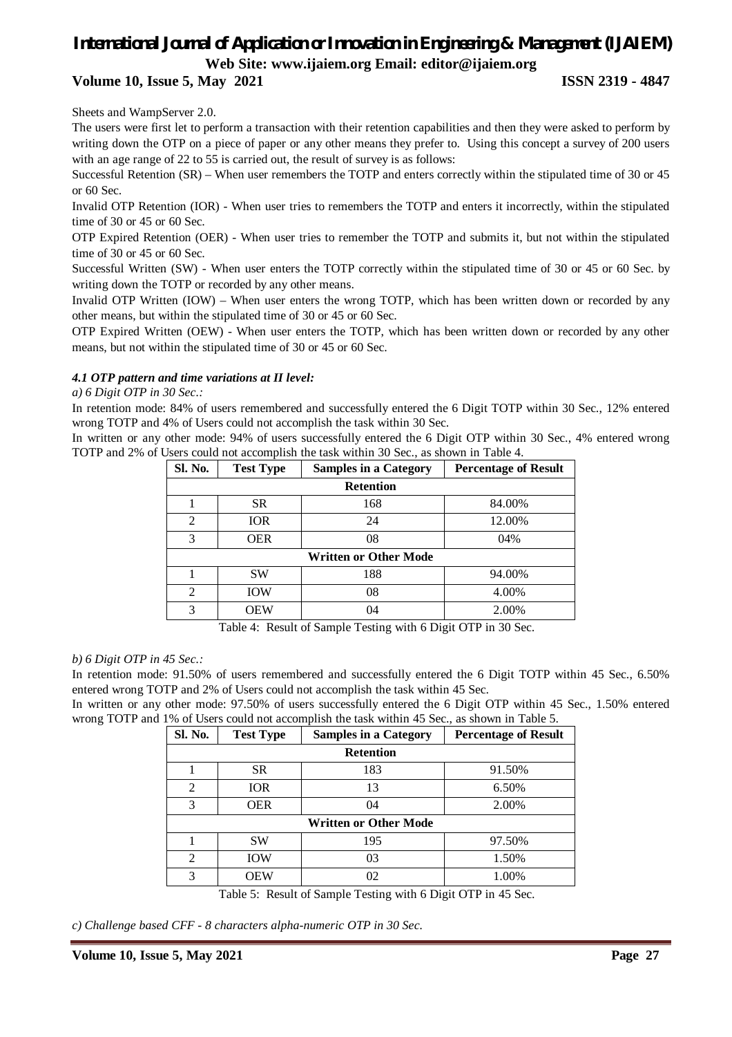Sheets and WampServer 2.0.

The users were first let to perform a transaction with their retention capabilities and then they were asked to perform by writing down the OTP on a piece of paper or any other means they prefer to. Using this concept a survey of 200 users with an age range of 22 to 55 is carried out, the result of survey is as follows:

Successful Retention (SR) – When user remembers the TOTP and enters correctly within the stipulated time of 30 or 45 or 60 Sec.

Invalid OTP Retention (IOR) - When user tries to remembers the TOTP and enters it incorrectly, within the stipulated time of 30 or 45 or 60 Sec.

OTP Expired Retention (OER) - When user tries to remember the TOTP and submits it, but not within the stipulated time of 30 or 45 or 60 Sec.

Successful Written (SW) - When user enters the TOTP correctly within the stipulated time of 30 or 45 or 60 Sec. by writing down the TOTP or recorded by any other means.

Invalid OTP Written (IOW) – When user enters the wrong TOTP, which has been written down or recorded by any other means, but within the stipulated time of 30 or 45 or 60 Sec.

OTP Expired Written (OEW) - When user enters the TOTP, which has been written down or recorded by any other means, but not within the stipulated time of 30 or 45 or 60 Sec.

### *4.1 OTP pattern and time variations at II level:*

*a) 6 Digit OTP in 30 Sec.:*

In retention mode: 84% of users remembered and successfully entered the 6 Digit TOTP within 30 Sec., 12% entered wrong TOTP and 4% of Users could not accomplish the task within 30 Sec.

In written or any other mode: 94% of users successfully entered the 6 Digit OTP within 30 Sec., 4% entered wrong TOTP and 2% of Users could not accomplish the task within 30 Sec., as shown in Table 4.

| Sl. No. | Test Type | Samples in a Category | Percentage of Result |
|---|---|---|---|
| **Retention** | | | |
| 1 | SR | 168 | 84.00% |
| 2 | IOR | 24 | 12.00% |
| 3 | OER | 08 | 04% |
| **Written or Other Mode** | | | |
| 1 | SW | 188 | 94.00% |
| 2 | IOW | 08 | 4.00% |
| 3 | OEW | 04 | 2.00% |

Table 4: Result of Sample Testing with 6 Digit OTP in 30 Sec.

*b) 6 Digit OTP in 45 Sec.:*

In retention mode: 91.50% of users remembered and successfully entered the 6 Digit TOTP within 45 Sec., 6.50% entered wrong TOTP and 2% of Users could not accomplish the task within 45 Sec.

In written or any other mode: 97.50% of users successfully entered the 6 Digit OTP within 45 Sec., 1.50% entered wrong TOTP and 1% of Users could not accomplish the task within 45 Sec., as shown in Table 5.

| Sl. No. | Test Type | Samples in a Category | Percentage of Result |
|---|---|---|---|
| **Retention** | | | |
| 1 | SR | 183 | 91.50% |
| 2 | IOR | 13 | 6.50% |
| 3 | OER | 04 | 2.00% |
| **Written or Other Mode** | | | |
| 1 | SW | 195 | 97.50% |
| 2 | IOW | 03 | 1.50% |
| 3 | OEW | 02 | 1.00% |

Table 5: Result of Sample Testing with 6 Digit OTP in 45 Sec.

*c) Challenge based CFF - 8 characters alpha-numeric OTP in 30 Sec.*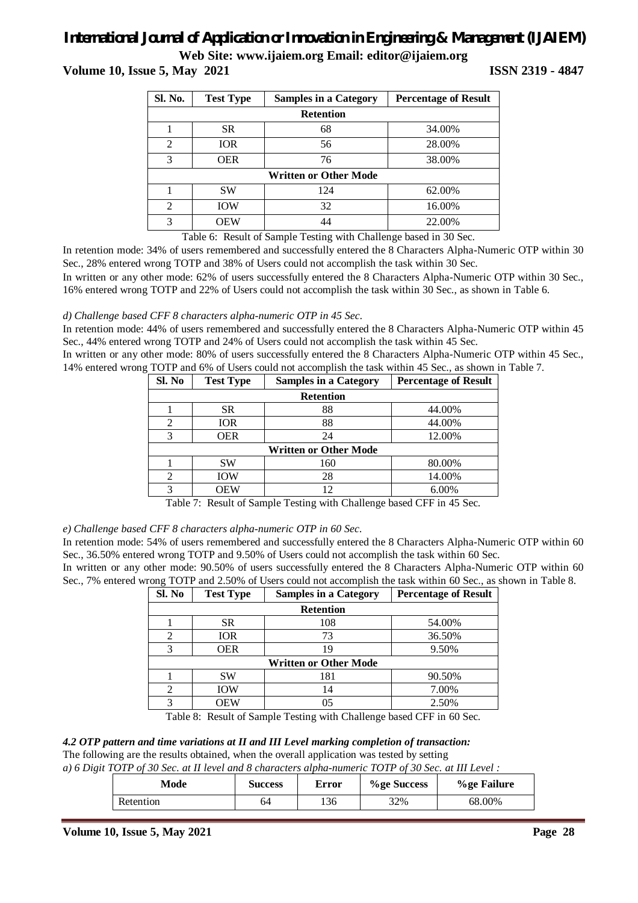| Sl. No. | Test Type | Samples in a Category | Percentage of Result |
|---|---|---|---|
| **Retention** | | | |
| 1 | SR | 68 | 34.00% |
| 2 | IOR | 56 | 28.00% |
| 3 | OER | 76 | 38.00% |
| **Written or Other Mode** | | | |
| 1 | SW | 124 | 62.00% |
| 2 | IOW | 32 | 16.00% |
| 3 | OEW | 44 | 22.00% |

Table 6: Result of Sample Testing with Challenge based in 30 Sec.

In retention mode: 34% of users remembered and successfully entered the 8 Characters Alpha-Numeric OTP within 30 Sec., 28% entered wrong TOTP and 38% of Users could not accomplish the task within 30 Sec.

In written or any other mode: 62% of users successfully entered the 8 Characters Alpha-Numeric OTP within 30 Sec., 16% entered wrong TOTP and 22% of Users could not accomplish the task within 30 Sec., as shown in Table 6.

*d) Challenge based CFF 8 characters alpha-numeric OTP in 45 Sec.*

In retention mode: 44% of users remembered and successfully entered the 8 Characters Alpha-Numeric OTP within 45 Sec., 44% entered wrong TOTP and 24% of Users could not accomplish the task within 45 Sec.

In written or any other mode: 80% of users successfully entered the 8 Characters Alpha-Numeric OTP within 45 Sec., 14% entered wrong TOTP and 6% of Users could not accomplish the task within 45 Sec., as shown in Table 7.

| Sl. No | Test Type | Samples in a Category | Percentage of Result |
|---|---|---|---|
| **Retention** | | | |
| 1 | SR | 88 | 44.00% |
| 2 | IOR | 88 | 44.00% |
| 3 | OER | 24 | 12.00% |
| **Written or Other Mode** | | | |
| 1 | SW | 160 | 80.00% |
| 2 | IOW | 28 | 14.00% |
| 3 | OEW | 12 | 6.00% |

Table 7: Result of Sample Testing with Challenge based CFF in 45 Sec.

*e) Challenge based CFF 8 characters alpha-numeric OTP in 60 Sec.*

In retention mode: 54% of users remembered and successfully entered the 8 Characters Alpha-Numeric OTP within 60 Sec., 36.50% entered wrong TOTP and 9.50% of Users could not accomplish the task within 60 Sec.

In written or any other mode: 90.50% of users successfully entered the 8 Characters Alpha-Numeric OTP within 60 Sec., 7% entered wrong TOTP and 2.50% of Users could not accomplish the task within 60 Sec., as shown in Table 8.

| Sl. No | Test Type | Samples in a Category | Percentage of Result |
|---|---|---|---|
| **Retention** | | | |
| 1 | SR | 108 | 54.00% |
| 2 | IOR | 73 | 36.50% |
| 3 | OER | 19 | 9.50% |
| **Written or Other Mode** | | | |
| 1 | SW | 181 | 90.50% |
| 2 | IOW | 14 | 7.00% |
| 3 | OEW | 05 | 2.50% |

Table 8: Result of Sample Testing with Challenge based CFF in 60 Sec.

### *4.2 OTP pattern and time variations at II and III Level marking completion of transaction:*

The following are the results obtained, when the overall application was tested by setting

*a) 6 Digit TOTP of 30 Sec. at II level and 8 characters alpha-numeric TOTP of 30 Sec. at III Level :*

| Mode | Success | Error | %ge Success | %ge Failure |
|---|---|---|---|---|
| Retention | 64 | 136 | 32% | 68.00% |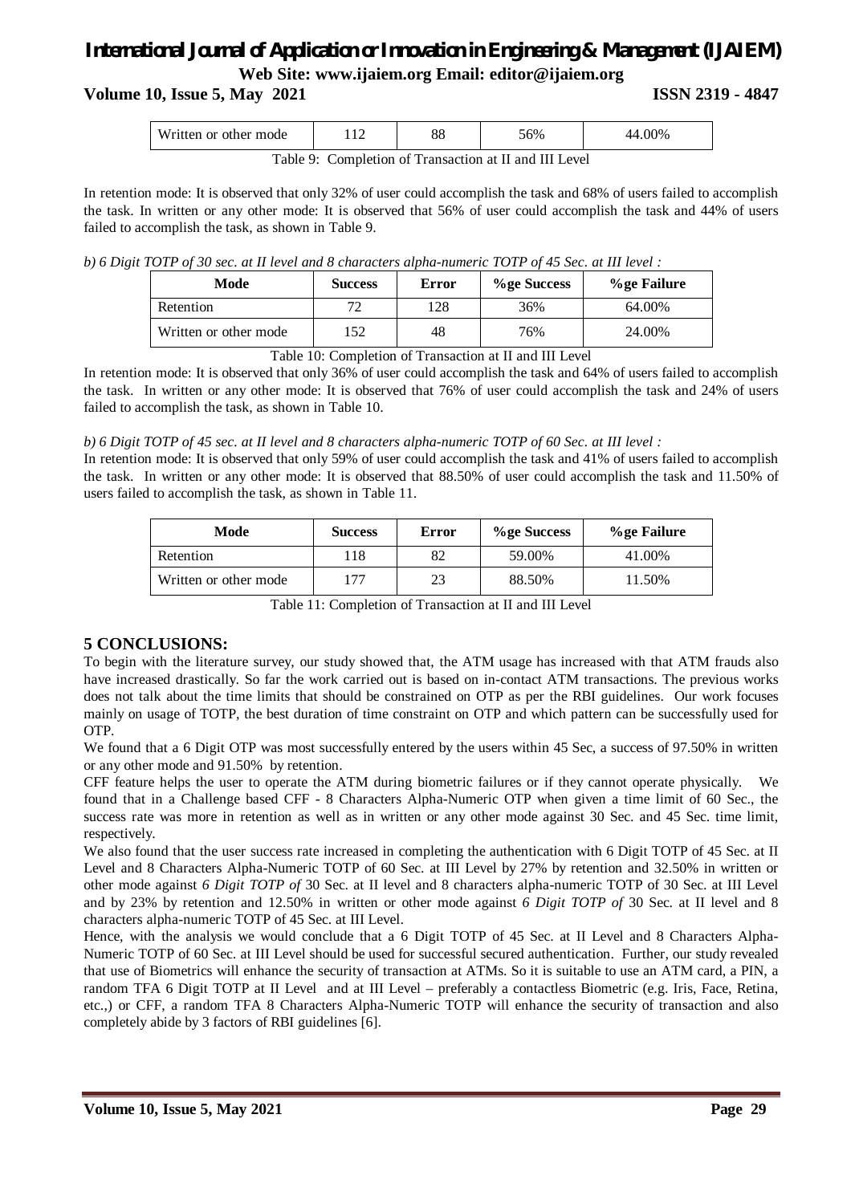| Written or other mode | 112 | 88 | 56% | 44.00% |
|---|---|---|---|---|

Table 9: Completion of Transaction at II and III Level

In retention mode: It is observed that only 32% of user could accomplish the task and 68% of users failed to accomplish the task. In written or any other mode: It is observed that 56% of user could accomplish the task and 44% of users failed to accomplish the task, as shown in Table 9.

*b) 6 Digit TOTP of 30 sec. at II level and 8 characters alpha-numeric TOTP of 45 Sec. at III level :*

| Mode | Success | Error | %ge Success | %ge Failure |
|---|---|---|---|---|
| Retention | 72 | 128 | 36% | 64.00% |
| Written or other mode | 152 | 48 | 76% | 24.00% |

Table 10: Completion of Transaction at II and III Level

In retention mode: It is observed that only 36% of user could accomplish the task and 64% of users failed to accomplish the task. In written or any other mode: It is observed that 76% of user could accomplish the task and 24% of users failed to accomplish the task, as shown in Table 10.

*b) 6 Digit TOTP of 45 sec. at II level and 8 characters alpha-numeric TOTP of 60 Sec. at III level :*

In retention mode: It is observed that only 59% of user could accomplish the task and 41% of users failed to accomplish the task. In written or any other mode: It is observed that 88.50% of user could accomplish the task and 11.50% of users failed to accomplish the task, as shown in Table 11.

| Mode | Success | Error | %ge Success | %ge Failure |
|---|---|---|---|---|
| Retention | 118 | 82 | 59.00% | 41.00% |
| Written or other mode | 177 | 23 | 88.50% | 11.50% |

Table 11: Completion of Transaction at II and III Level

## 5 CONCLUSIONS:

To begin with the literature survey, our study showed that, the ATM usage has increased with that ATM frauds also have increased drastically. So far the work carried out is based on in-contact ATM transactions. The previous works does not talk about the time limits that should be constrained on OTP as per the RBI guidelines. Our work focuses mainly on usage of TOTP, the best duration of time constraint on OTP and which pattern can be successfully used for OTP.

We found that a 6 Digit OTP was most successfully entered by the users within 45 Sec, a success of 97.50% in written or any other mode and 91.50% by retention.

CFF feature helps the user to operate the ATM during biometric failures or if they cannot operate physically. We found that in a Challenge based CFF - 8 Characters Alpha-Numeric OTP when given a time limit of 60 Sec., the success rate was more in retention as well as in written or any other mode against 30 Sec. and 45 Sec. time limit, respectively.

We also found that the user success rate increased in completing the authentication with 6 Digit TOTP of 45 Sec. at II Level and 8 Characters Alpha-Numeric TOTP of 60 Sec. at III Level by 27% by retention and 32.50% in written or other mode against *6 Digit TOTP of* 30 Sec. at II level and 8 characters alpha-numeric TOTP of 30 Sec. at III Level and by 23% by retention and 12.50% in written or other mode against *6 Digit TOTP of* 30 Sec. at II level and 8 characters alpha-numeric TOTP of 45 Sec. at III Level.

Hence, with the analysis we would conclude that a 6 Digit TOTP of 45 Sec. at II Level and 8 Characters Alpha-Numeric TOTP of 60 Sec. at III Level should be used for successful secured authentication. Further, our study revealed that use of Biometrics will enhance the security of transaction at ATMs. So it is suitable to use an ATM card, a PIN, a random TFA 6 Digit TOTP at II Level and at III Level – preferably a contactless Biometric (e.g. Iris, Face, Retina, etc.,) or CFF, a random TFA 8 Characters Alpha-Numeric TOTP will enhance the security of transaction and also completely abide by 3 factors of RBI guidelines [6].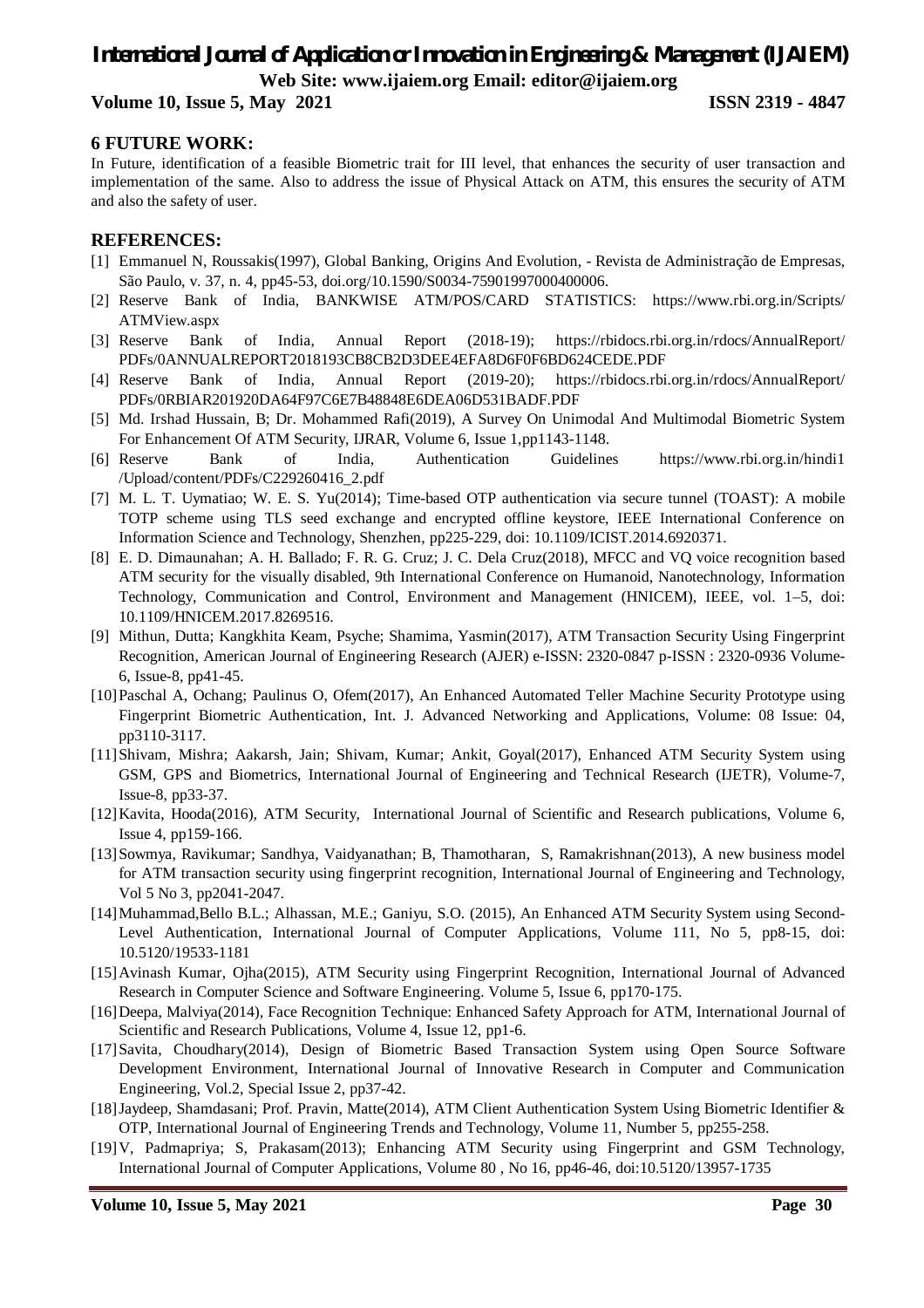## 6 FUTURE WORK:

In Future, identification of a feasible Biometric trait for III level, that enhances the security of user transaction and implementation of the same. Also to address the issue of Physical Attack on ATM, this ensures the security of ATM and also the safety of user.

## REFERENCES:

[1] Emmanuel N, Roussakis(1997), Global Banking, Origins And Evolution, - Revista de Administração de Empresas, São Paulo, v. 37, n. 4, pp45-53, doi.org/10.1590/S0034-75901997000400006.

[2] Reserve Bank of India, BANKWISE ATM/POS/CARD STATISTICS: https://www.rbi.org.in/Scripts/ATMView.aspx

[3] Reserve Bank of India, Annual Report (2018-19); https://rbidocs.rbi.org.in/rdocs/AnnualReport/PDFs/0ANNUALREPORT2018193CB8CB2D3DEE4EFA8D6F0F6BD624CEDE.PDF

[4] Reserve Bank of India, Annual Report (2019-20); https://rbidocs.rbi.org.in/rdocs/AnnualReport/PDFs/0RBIAR201920DA64F97C6E7B48848E6DEA06D531BADF.PDF

[5] Md. Irshad Hussain, B; Dr. Mohammed Rafi(2019), A Survey On Unimodal And Multimodal Biometric System For Enhancement Of ATM Security, IJRAR, Volume 6, Issue 1,pp1143-1148.

[6] Reserve Bank of India, Authentication Guidelines https://www.rbi.org.in/hindi1/Upload/content/PDFs/C229260416_2.pdf

[7] M. L. T. Uymatiao; W. E. S. Yu(2014); Time-based OTP authentication via secure tunnel (TOAST): A mobile TOTP scheme using TLS seed exchange and encrypted offline keystore, IEEE International Conference on Information Science and Technology, Shenzhen, pp225-229, doi: 10.1109/ICIST.2014.6920371.

[8] E. D. Dimaunahan; A. H. Ballado; F. R. G. Cruz; J. C. Dela Cruz(2018), MFCC and VQ voice recognition based ATM security for the visually disabled, 9th International Conference on Humanoid, Nanotechnology, Information Technology, Communication and Control, Environment and Management (HNICEM), IEEE, vol. 1–5, doi: 10.1109/HNICEM.2017.8269516.

[9] Mithun, Dutta; Kangkhita Keam, Psyche; Shamima, Yasmin(2017), ATM Transaction Security Using Fingerprint Recognition, American Journal of Engineering Research (AJER) e-ISSN: 2320-0847 p-ISSN : 2320-0936 Volume-6, Issue-8, pp41-45.

[10] Paschal A, Ochang; Paulinus O, Ofem(2017), An Enhanced Automated Teller Machine Security Prototype using Fingerprint Biometric Authentication, Int. J. Advanced Networking and Applications, Volume: 08 Issue: 04, pp3110-3117.

[11] Shivam, Mishra; Aakarsh, Jain; Shivam, Kumar; Ankit, Goyal(2017), Enhanced ATM Security System using GSM, GPS and Biometrics, International Journal of Engineering and Technical Research (IJETR), Volume-7, Issue-8, pp33-37.

[12] Kavita, Hooda(2016), ATM Security, International Journal of Scientific and Research publications, Volume 6, Issue 4, pp159-166.

[13] Sowmya, Ravikumar; Sandhya, Vaidyanathan; B, Thamotharan, S, Ramakrishnan(2013), A new business model for ATM transaction security using fingerprint recognition, International Journal of Engineering and Technology, Vol 5 No 3, pp2041-2047.

[14] Muhammad,Bello B.L.; Alhassan, M.E.; Ganiyu, S.O. (2015), An Enhanced ATM Security System using Second-Level Authentication, International Journal of Computer Applications, Volume 111, No 5, pp8-15, doi: 10.5120/19533-1181

[15] Avinash Kumar, Ojha(2015), ATM Security using Fingerprint Recognition, International Journal of Advanced Research in Computer Science and Software Engineering. Volume 5, Issue 6, pp170-175.

[16] Deepa, Malviya(2014), Face Recognition Technique: Enhanced Safety Approach for ATM, International Journal of Scientific and Research Publications, Volume 4, Issue 12, pp1-6.

[17] Savita, Choudhary(2014), Design of Biometric Based Transaction System using Open Source Software Development Environment, International Journal of Innovative Research in Computer and Communication Engineering, Vol.2, Special Issue 2, pp37-42.

[18] Jaydeep, Shamdasani; Prof. Pravin, Matte(2014), ATM Client Authentication System Using Biometric Identifier & OTP, International Journal of Engineering Trends and Technology, Volume 11, Number 5, pp255-258.

[19] V, Padmapriya; S, Prakasam(2013); Enhancing ATM Security using Fingerprint and GSM Technology, International Journal of Computer Applications, Volume 80 , No 16, pp46-46, doi:10.5120/13957-1735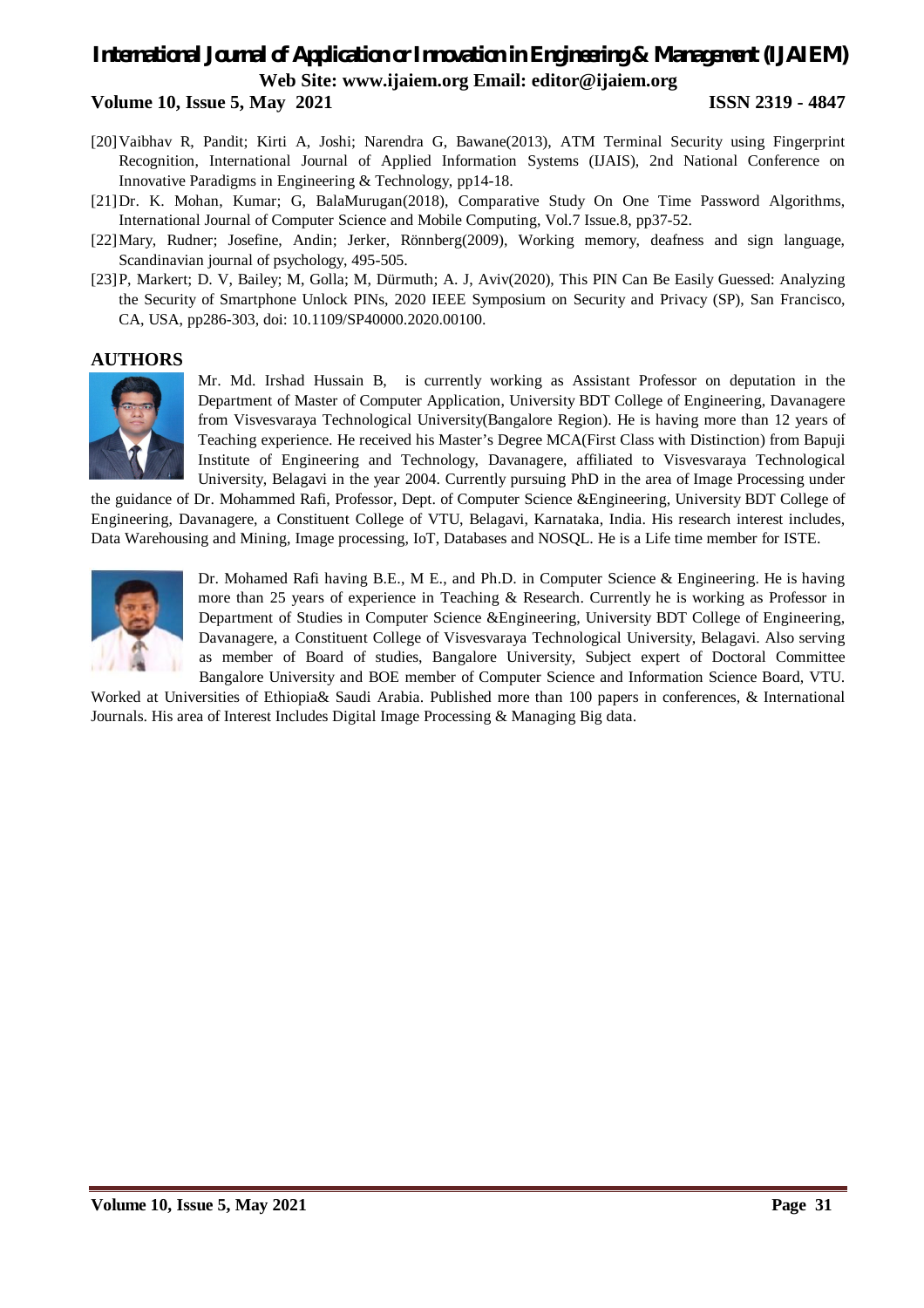[20] Vaibhav R, Pandit; Kirti A, Joshi; Narendra G, Bawane(2013), ATM Terminal Security using Fingerprint Recognition, International Journal of Applied Information Systems (IJAIS), 2nd National Conference on Innovative Paradigms in Engineering & Technology, pp14-18.

[21] Dr. K. Mohan, Kumar; G, BalaMurugan(2018), Comparative Study On One Time Password Algorithms, International Journal of Computer Science and Mobile Computing, Vol.7 Issue.8, pp37-52.

[22] Mary, Rudner; Josefine, Andin; Jerker, Rönnberg(2009), Working memory, deafness and sign language, Scandinavian journal of psychology, 495-505.

[23] P, Markert; D. V, Bailey; M, Golla; M, Dürmuth; A. J, Aviv(2020), This PIN Can Be Easily Guessed: Analyzing the Security of Smartphone Unlock PINs, 2020 IEEE Symposium on Security and Privacy (SP), San Francisco, CA, USA, pp286-303, doi: 10.1109/SP40000.2020.00100.

## AUTHORS

Mr. Md. Irshad Hussain B, is currently working as Assistant Professor on deputation in the Department of Master of Computer Application, University BDT College of Engineering, Davanagere from Visvesvaraya Technological University(Bangalore Region). He is having more than 12 years of Teaching experience. He received his Master's Degree MCA(First Class with Distinction) from Bapuji Institute of Engineering and Technology, Davanagere, affiliated to Visvesvaraya Technological University, Belagavi in the year 2004. Currently pursuing PhD in the area of Image Processing under the guidance of Dr. Mohammed Rafi, Professor, Dept. of Computer Science &Engineering, University BDT College of Engineering, Davanagere, a Constituent College of VTU, Belagavi, Karnataka, India. His research interest includes, Data Warehousing and Mining, Image processing, IoT, Databases and NOSQL. He is a Life time member for ISTE.

Dr. Mohamed Rafi having B.E., M E., and Ph.D. in Computer Science & Engineering. He is having more than 25 years of experience in Teaching & Research. Currently he is working as Professor in Department of Studies in Computer Science &Engineering, University BDT College of Engineering, Davanagere, a Constituent College of Visvesvaraya Technological University, Belagavi. Also serving as member of Board of studies, Bangalore University, Subject expert of Doctoral Committee Bangalore University and BOE member of Computer Science and Information Science Board, VTU. Worked at Universities of Ethiopia& Saudi Arabia. Published more than 100 papers in conferences, & International Journals. His area of Interest Includes Digital Image Processing & Managing Big data.